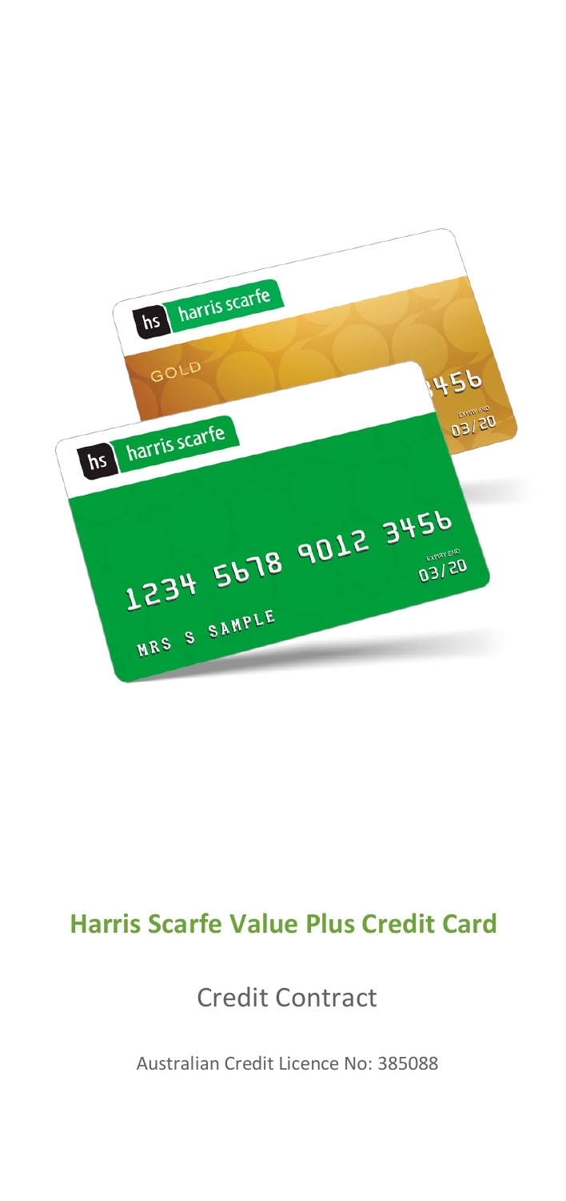## Harris Scarfe Value Plus Credit Card

Credit Contract

Australian Credit Licence No: 385088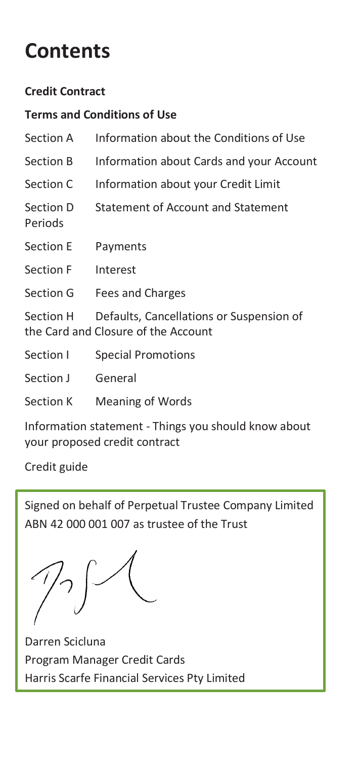# Contents

**Credit Contract**

**Terms and Conditions of Use**

| | |
|---|---|
| Section A | Information about the Conditions of Use |
| Section B | Information about Cards and your Account |
| Section C | Information about your Credit Limit |
| Section D | Statement of Account and Statement Periods |
| Section E | Payments |
| Section F | Interest |
| Section G | Fees and Charges |
| Section H | Defaults, Cancellations or Suspension of the Card and Closure of the Account |
| Section I | Special Promotions |
| Section J | General |
| Section K | Meaning of Words |

Information statement - Things you should know about your proposed credit contract

Credit guide

Signed on behalf of Perpetual Trustee Company Limited ABN 42 000 001 007 as trustee of the Trust

Darren Scicluna
Program Manager Credit Cards
Harris Scarfe Financial Services Pty Limited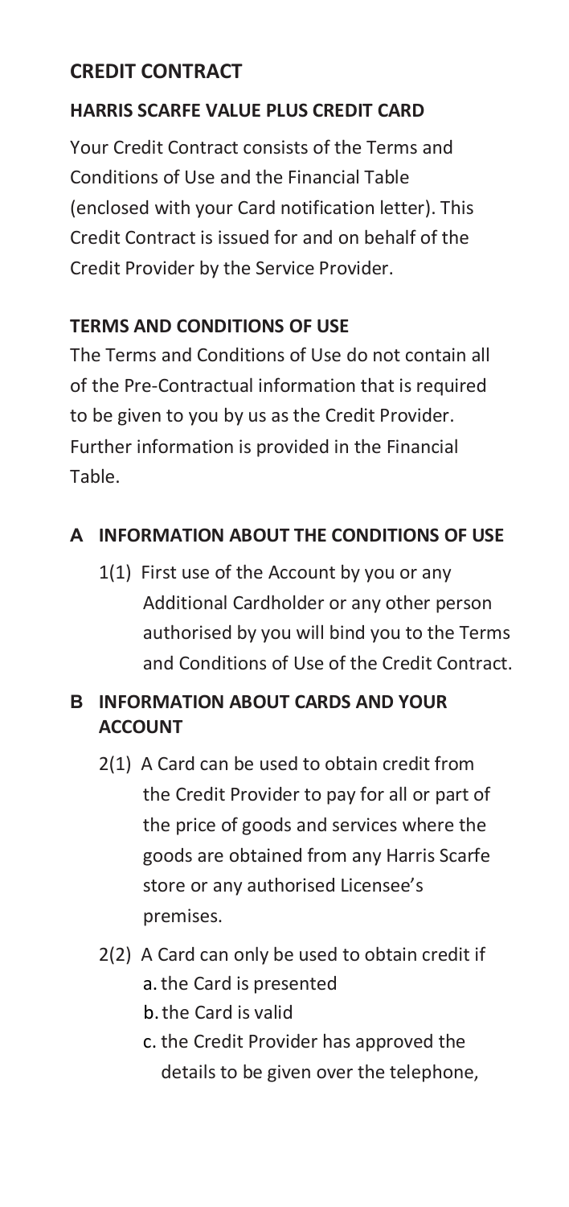## CREDIT CONTRACT

### HARRIS SCARFE VALUE PLUS CREDIT CARD

Your Credit Contract consists of the Terms and Conditions of Use and the Financial Table (enclosed with your Card notification letter). This Credit Contract is issued for and on behalf of the Credit Provider by the Service Provider.

### TERMS AND CONDITIONS OF USE

The Terms and Conditions of Use do not contain all of the Pre-Contractual information that is required to be given to you by us as the Credit Provider. Further information is provided in the Financial Table.

### A INFORMATION ABOUT THE CONDITIONS OF USE

1(1) First use of the Account by you or any Additional Cardholder or any other person authorised by you will bind you to the Terms and Conditions of Use of the Credit Contract.

### B INFORMATION ABOUT CARDS AND YOUR ACCOUNT

2(1) A Card can be used to obtain credit from the Credit Provider to pay for all or part of the price of goods and services where the goods are obtained from any Harris Scarfe store or any authorised Licensee's premises.

2(2) A Card can only be used to obtain credit if

a. the Card is presented

b. the Card is valid

c. the Credit Provider has approved the details to be given over the telephone,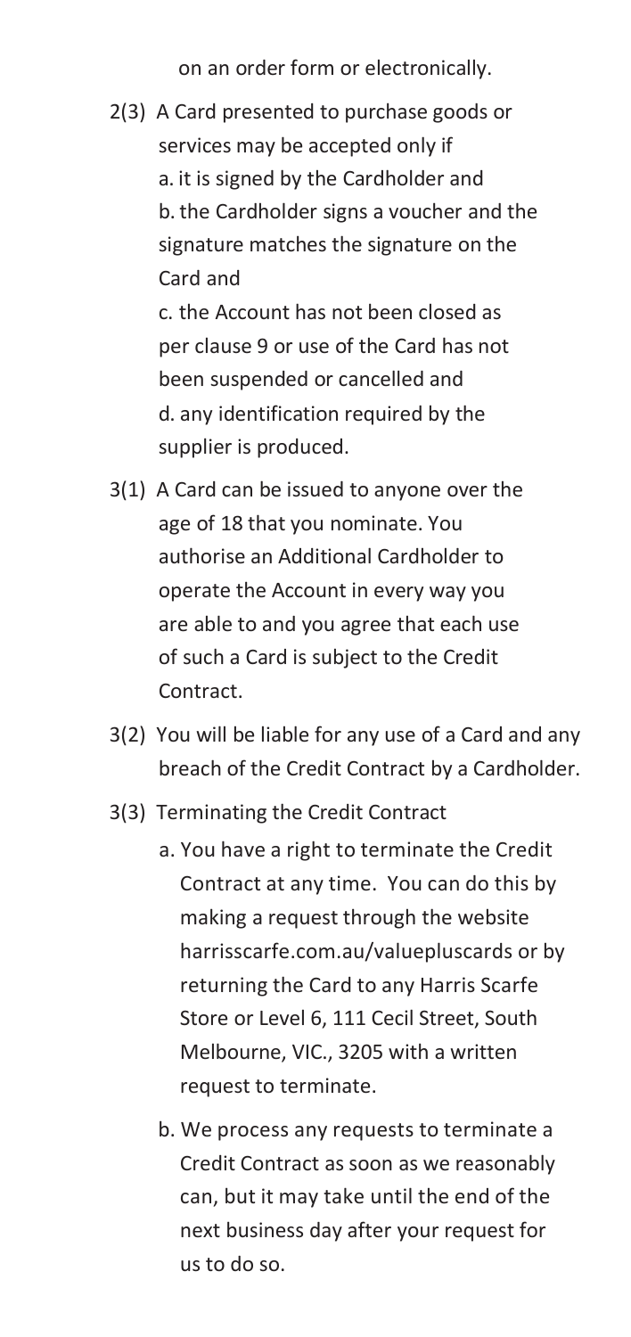on an order form or electronically.

2(3) A Card presented to purchase goods or services may be accepted only if

a. it is signed by the Cardholder and

b. the Cardholder signs a voucher and the signature matches the signature on the Card and

c. the Account has not been closed as per clause 9 or use of the Card has not been suspended or cancelled and

d. any identification required by the supplier is produced.

3(1) A Card can be issued to anyone over the age of 18 that you nominate. You authorise an Additional Cardholder to operate the Account in every way you are able to and you agree that each use of such a Card is subject to the Credit Contract.

3(2) You will be liable for any use of a Card and any breach of the Credit Contract by a Cardholder.

3(3) Terminating the Credit Contract

a. You have a right to terminate the Credit Contract at any time. You can do this by making a request through the website harrisscarfe.com.au/valuepluscards or by returning the Card to any Harris Scarfe Store or Level 6, 111 Cecil Street, South Melbourne, VIC., 3205 with a written request to terminate.

b. We process any requests to terminate a Credit Contract as soon as we reasonably can, but it may take until the end of the next business day after your request for us to do so.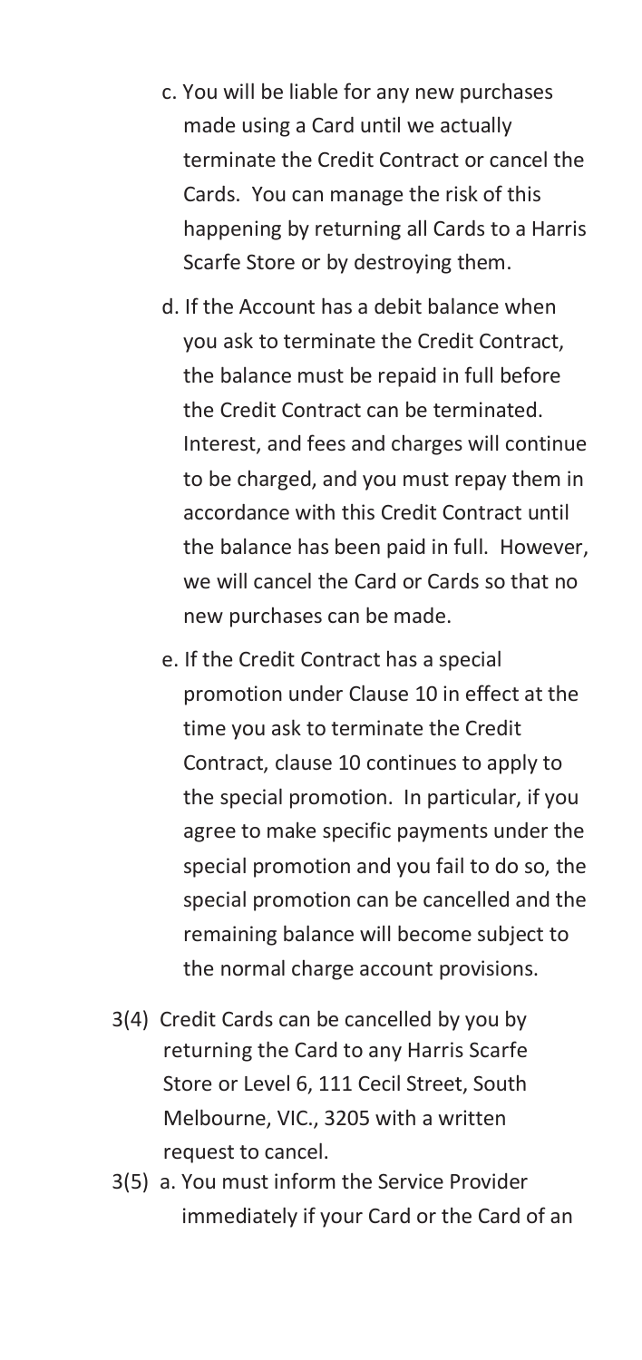c. You will be liable for any new purchases made using a Card until we actually terminate the Credit Contract or cancel the Cards. You can manage the risk of this happening by returning all Cards to a Harris Scarfe Store or by destroying them.

d. If the Account has a debit balance when you ask to terminate the Credit Contract, the balance must be repaid in full before the Credit Contract can be terminated. Interest, and fees and charges will continue to be charged, and you must repay them in accordance with this Credit Contract until the balance has been paid in full. However, we will cancel the Card or Cards so that no new purchases can be made.

e. If the Credit Contract has a special promotion under Clause 10 in effect at the time you ask to terminate the Credit Contract, clause 10 continues to apply to the special promotion. In particular, if you agree to make specific payments under the special promotion and you fail to do so, the special promotion can be cancelled and the remaining balance will become subject to the normal charge account provisions.

3(4) Credit Cards can be cancelled by you by returning the Card to any Harris Scarfe Store or Level 6, 111 Cecil Street, South Melbourne, VIC., 3205 with a written request to cancel.

3(5) a. You must inform the Service Provider immediately if your Card or the Card of an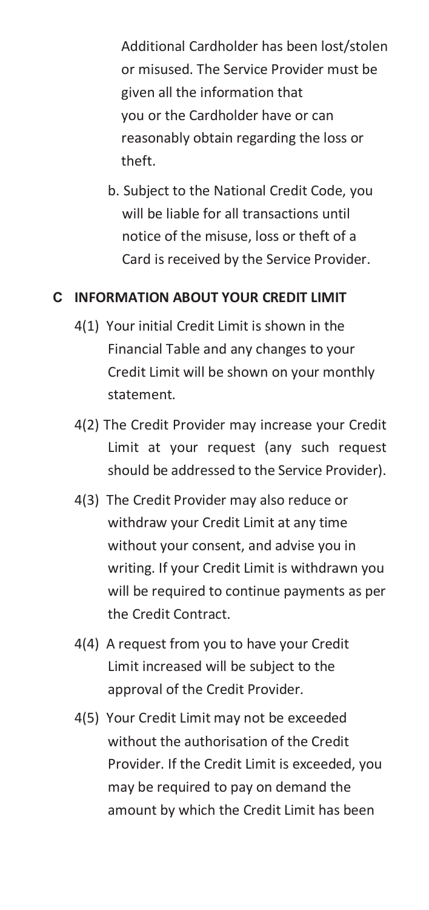Additional Cardholder has been lost/stolen or misused. The Service Provider must be given all the information that you or the Cardholder have or can reasonably obtain regarding the loss or theft.

b. Subject to the National Credit Code, you will be liable for all transactions until notice of the misuse, loss or theft of a Card is received by the Service Provider.

## C INFORMATION ABOUT YOUR CREDIT LIMIT

4(1) Your initial Credit Limit is shown in the Financial Table and any changes to your Credit Limit will be shown on your monthly statement.

4(2) The Credit Provider may increase your Credit Limit at your request (any such request should be addressed to the Service Provider).

4(3) The Credit Provider may also reduce or withdraw your Credit Limit at any time without your consent, and advise you in writing. If your Credit Limit is withdrawn you will be required to continue payments as per the Credit Contract.

4(4) A request from you to have your Credit Limit increased will be subject to the approval of the Credit Provider.

4(5) Your Credit Limit may not be exceeded without the authorisation of the Credit Provider. If the Credit Limit is exceeded, you may be required to pay on demand the amount by which the Credit Limit has been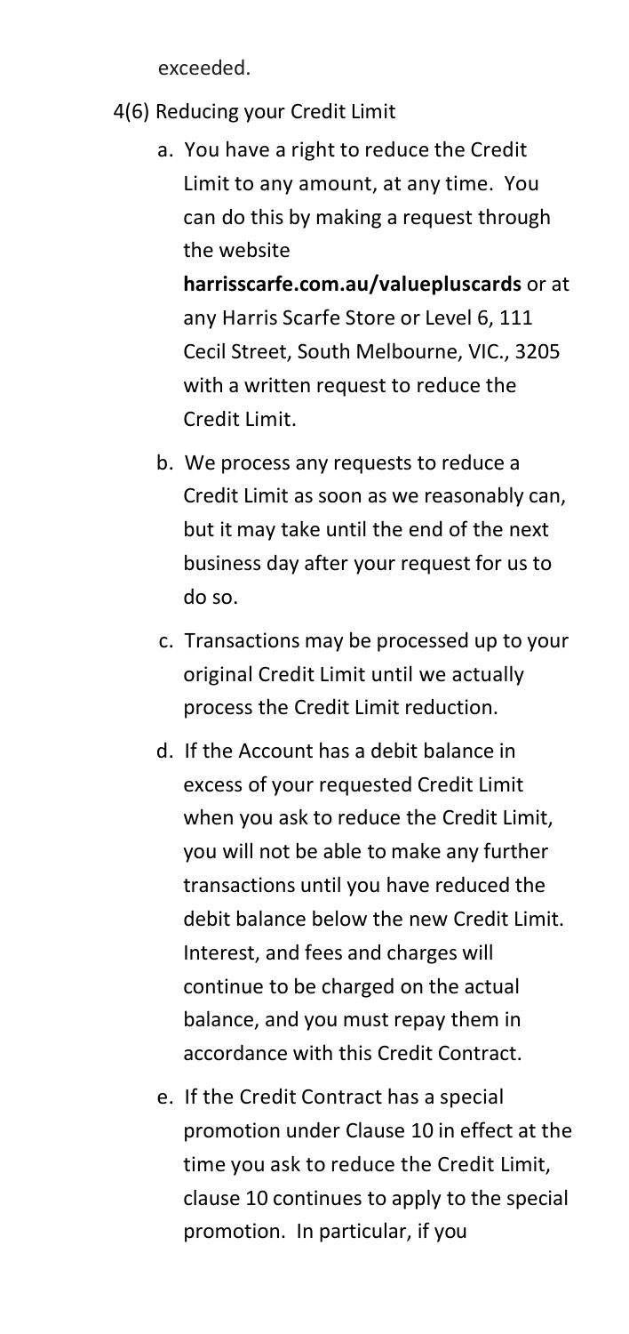exceeded.

4(6) Reducing your Credit Limit

a. You have a right to reduce the Credit Limit to any amount, at any time. You can do this by making a request through the website **harrisscarfe.com.au/valuepluscards** or at any Harris Scarfe Store or Level 6, 111 Cecil Street, South Melbourne, VIC., 3205 with a written request to reduce the Credit Limit.

b. We process any requests to reduce a Credit Limit as soon as we reasonably can, but it may take until the end of the next business day after your request for us to do so.

c. Transactions may be processed up to your original Credit Limit until we actually process the Credit Limit reduction.

d. If the Account has a debit balance in excess of your requested Credit Limit when you ask to reduce the Credit Limit, you will not be able to make any further transactions until you have reduced the debit balance below the new Credit Limit. Interest, and fees and charges will continue to be charged on the actual balance, and you must repay them in accordance with this Credit Contract.

e. If the Credit Contract has a special promotion under Clause 10 in effect at the time you ask to reduce the Credit Limit, clause 10 continues to apply to the special promotion. In particular, if you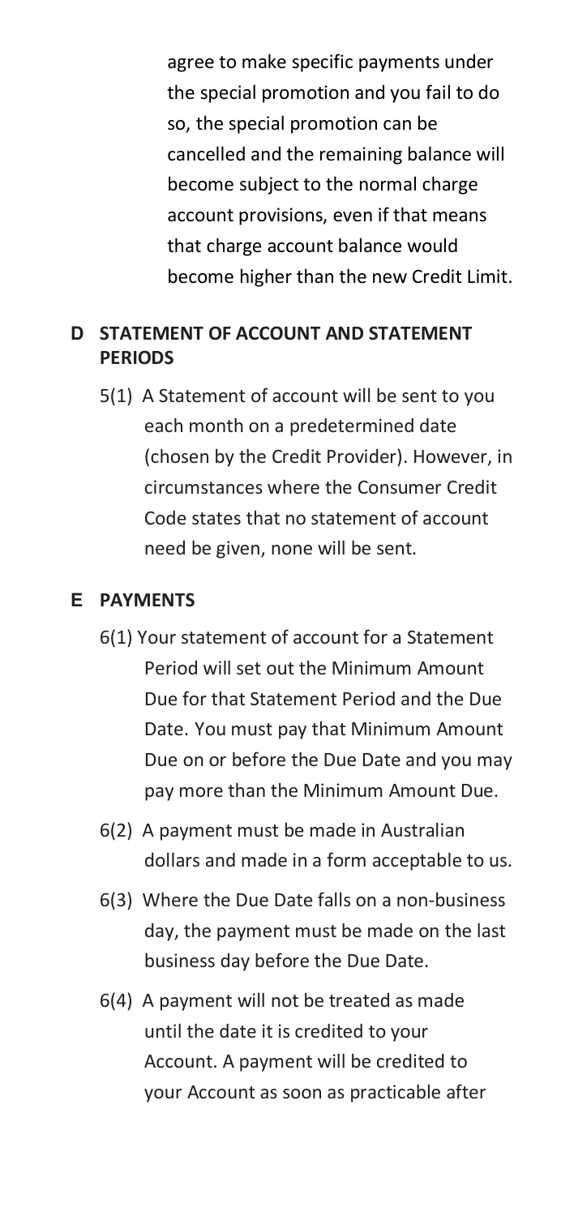agree to make specific payments under the special promotion and you fail to do so, the special promotion can be cancelled and the remaining balance will become subject to the normal charge account provisions, even if that means that charge account balance would become higher than the new Credit Limit.

## D STATEMENT OF ACCOUNT AND STATEMENT PERIODS

5(1) A Statement of account will be sent to you each month on a predetermined date (chosen by the Credit Provider). However, in circumstances where the Consumer Credit Code states that no statement of account need be given, none will be sent.

## E PAYMENTS

6(1) Your statement of account for a Statement Period will set out the Minimum Amount Due for that Statement Period and the Due Date. You must pay that Minimum Amount Due on or before the Due Date and you may pay more than the Minimum Amount Due.

6(2) A payment must be made in Australian dollars and made in a form acceptable to us.

6(3) Where the Due Date falls on a non-business day, the payment must be made on the last business day before the Due Date.

6(4) A payment will not be treated as made until the date it is credited to your Account. A payment will be credited to your Account as soon as practicable after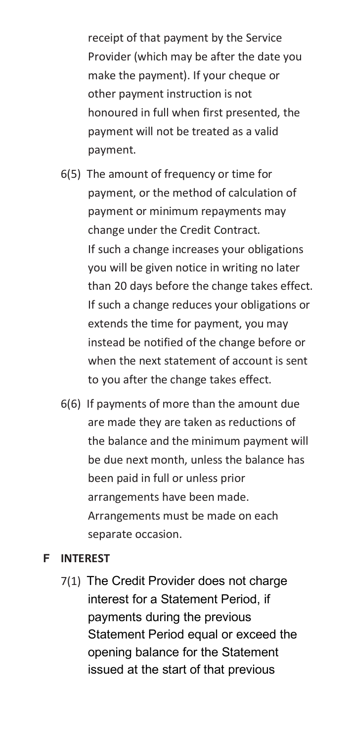receipt of that payment by the Service Provider (which may be after the date you make the payment). If your cheque or other payment instruction is not honoured in full when first presented, the payment will not be treated as a valid payment.

6(5) The amount of frequency or time for payment, or the method of calculation of payment or minimum repayments may change under the Credit Contract. If such a change increases your obligations you will be given notice in writing no later than 20 days before the change takes effect. If such a change reduces your obligations or extends the time for payment, you may instead be notified of the change before or when the next statement of account is sent to you after the change takes effect.

6(6) If payments of more than the amount due are made they are taken as reductions of the balance and the minimum payment will be due next month, unless the balance has been paid in full or unless prior arrangements have been made. Arrangements must be made on each separate occasion.

## F INTEREST

7(1) The Credit Provider does not charge interest for a Statement Period, if payments during the previous Statement Period equal or exceed the opening balance for the Statement issued at the start of that previous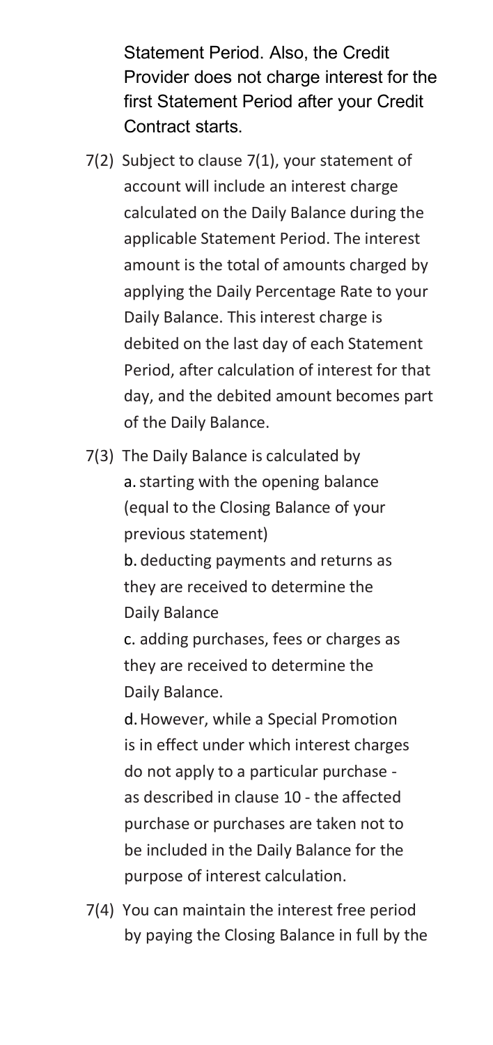Statement Period. Also, the Credit Provider does not charge interest for the first Statement Period after your Credit Contract starts.

7(2) Subject to clause 7(1), your statement of account will include an interest charge calculated on the Daily Balance during the applicable Statement Period. The interest amount is the total of amounts charged by applying the Daily Percentage Rate to your Daily Balance. This interest charge is debited on the last day of each Statement Period, after calculation of interest for that day, and the debited amount becomes part of the Daily Balance.

7(3) The Daily Balance is calculated by
a. starting with the opening balance (equal to the Closing Balance of your previous statement)
b. deducting payments and returns as they are received to determine the Daily Balance
c. adding purchases, fees or charges as they are received to determine the Daily Balance.
d. However, while a Special Promotion is in effect under which interest charges do not apply to a particular purchase - as described in clause 10 - the affected purchase or purchases are taken not to be included in the Daily Balance for the purpose of interest calculation.

7(4) You can maintain the interest free period by paying the Closing Balance in full by the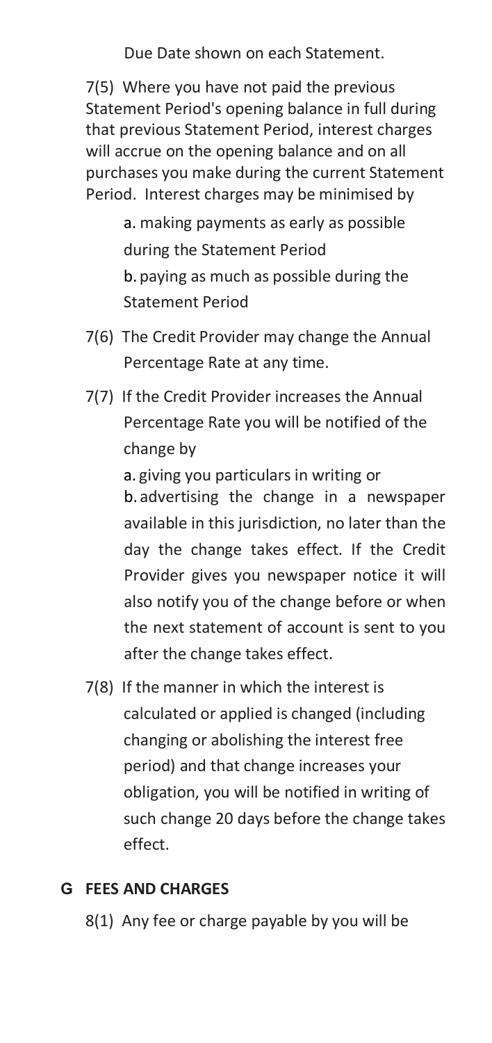Due Date shown on each Statement.

7(5) Where you have not paid the previous Statement Period's opening balance in full during that previous Statement Period, interest charges will accrue on the opening balance and on all purchases you make during the current Statement Period. Interest charges may be minimised by

a. making payments as early as possible during the Statement Period

b. paying as much as possible during the Statement Period

7(6) The Credit Provider may change the Annual Percentage Rate at any time.

7(7) If the Credit Provider increases the Annual Percentage Rate you will be notified of the change by

a. giving you particulars in writing or

b. advertising the change in a newspaper available in this jurisdiction, no later than the day the change takes effect. If the Credit Provider gives you newspaper notice it will also notify you of the change before or when the next statement of account is sent to you after the change takes effect.

7(8) If the manner in which the interest is calculated or applied is changed (including changing or abolishing the interest free period) and that change increases your obligation, you will be notified in writing of such change 20 days before the change takes effect.

## G FEES AND CHARGES

8(1) Any fee or charge payable by you will be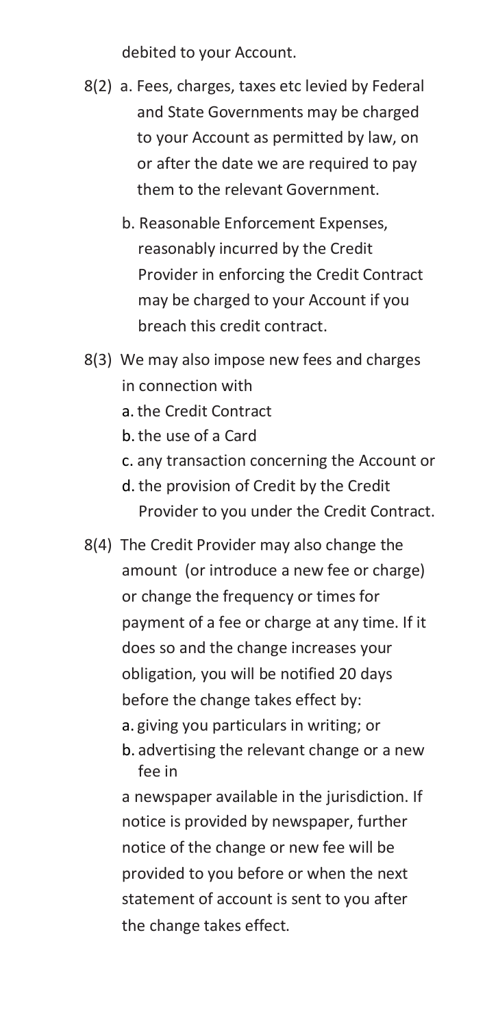debited to your Account.

8(2) a. Fees, charges, taxes etc levied by Federal and State Governments may be charged to your Account as permitted by law, on or after the date we are required to pay them to the relevant Government.

b. Reasonable Enforcement Expenses, reasonably incurred by the Credit Provider in enforcing the Credit Contract may be charged to your Account if you breach this credit contract.

8(3) We may also impose new fees and charges in connection with

a. the Credit Contract
b. the use of a Card
c. any transaction concerning the Account or
d. the provision of Credit by the Credit Provider to you under the Credit Contract.

8(4) The Credit Provider may also change the amount (or introduce a new fee or charge) or change the frequency or times for payment of a fee or charge at any time. If it does so and the change increases your obligation, you will be notified 20 days before the change takes effect by:

a. giving you particulars in writing; or
b. advertising the relevant change or a new fee in

a newspaper available in the jurisdiction. If notice is provided by newspaper, further notice of the change or new fee will be provided to you before or when the next statement of account is sent to you after the change takes effect.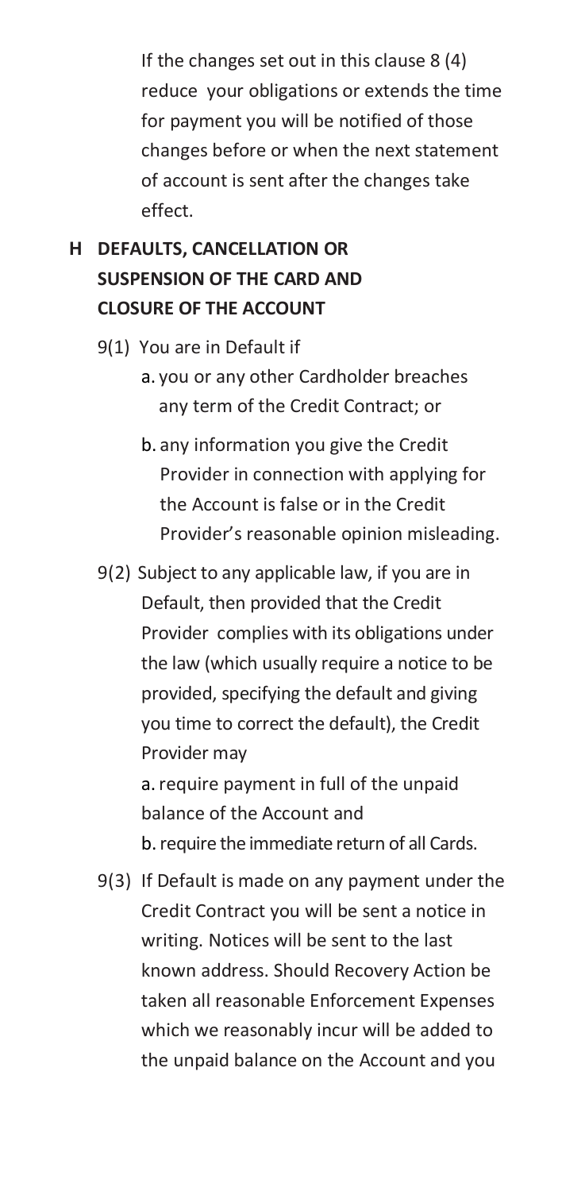If the changes set out in this clause 8 (4) reduce your obligations or extends the time for payment you will be notified of those changes before or when the next statement of account is sent after the changes take effect.

## H DEFAULTS, CANCELLATION OR SUSPENSION OF THE CARD AND CLOSURE OF THE ACCOUNT

9(1) You are in Default if

a. you or any other Cardholder breaches any term of the Credit Contract; or

b. any information you give the Credit Provider in connection with applying for the Account is false or in the Credit Provider's reasonable opinion misleading.

9(2) Subject to any applicable law, if you are in Default, then provided that the Credit Provider complies with its obligations under the law (which usually require a notice to be provided, specifying the default and giving you time to correct the default), the Credit Provider may

a. require payment in full of the unpaid balance of the Account and

b. require the immediate return of all Cards.

9(3) If Default is made on any payment under the Credit Contract you will be sent a notice in writing. Notices will be sent to the last known address. Should Recovery Action be taken all reasonable Enforcement Expenses which we reasonably incur will be added to the unpaid balance on the Account and you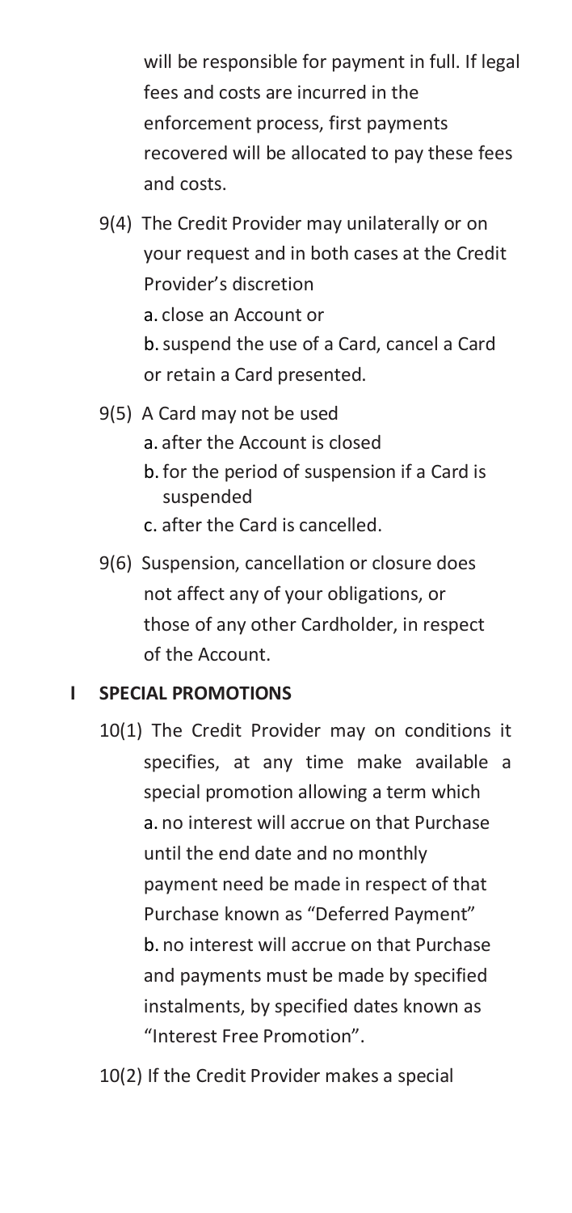will be responsible for payment in full. If legal fees and costs are incurred in the enforcement process, first payments recovered will be allocated to pay these fees and costs.

9(4) The Credit Provider may unilaterally or on your request and in both cases at the Credit Provider's discretion

a. close an Account or

b. suspend the use of a Card, cancel a Card or retain a Card presented.

9(5) A Card may not be used

a. after the Account is closed

b. for the period of suspension if a Card is suspended

c. after the Card is cancelled.

9(6) Suspension, cancellation or closure does not affect any of your obligations, or those of any other Cardholder, in respect of the Account.

## I SPECIAL PROMOTIONS

10(1) The Credit Provider may on conditions it specifies, at any time make available a special promotion allowing a term which

a. no interest will accrue on that Purchase until the end date and no monthly payment need be made in respect of that Purchase known as "Deferred Payment"

b. no interest will accrue on that Purchase and payments must be made by specified instalments, by specified dates known as "Interest Free Promotion".

10(2) If the Credit Provider makes a special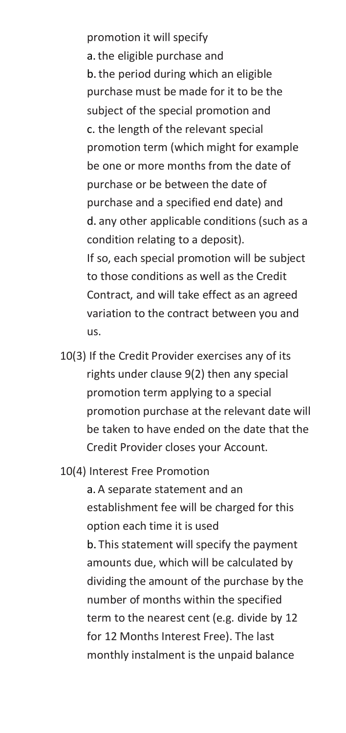promotion it will specify

a. the eligible purchase and

b. the period during which an eligible purchase must be made for it to be the subject of the special promotion and

c. the length of the relevant special promotion term (which might for example be one or more months from the date of purchase or be between the date of purchase and a specified end date) and

d. any other applicable conditions (such as a condition relating to a deposit).

If so, each special promotion will be subject to those conditions as well as the Credit Contract, and will take effect as an agreed variation to the contract between you and us.

10(3) If the Credit Provider exercises any of its rights under clause 9(2) then any special promotion term applying to a special promotion purchase at the relevant date will be taken to have ended on the date that the Credit Provider closes your Account.

10(4) Interest Free Promotion

a. A separate statement and an establishment fee will be charged for this option each time it is used

b. This statement will specify the payment amounts due, which will be calculated by dividing the amount of the purchase by the number of months within the specified term to the nearest cent (e.g. divide by 12 for 12 Months Interest Free). The last monthly instalment is the unpaid balance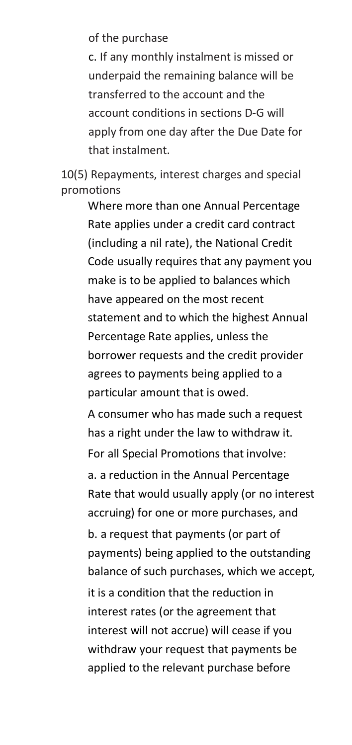of the purchase

c. If any monthly instalment is missed or underpaid the remaining balance will be transferred to the account and the account conditions in sections D-G will apply from one day after the Due Date for that instalment.

10(5) Repayments, interest charges and special promotions

Where more than one Annual Percentage Rate applies under a credit card contract (including a nil rate), the National Credit Code usually requires that any payment you make is to be applied to balances which have appeared on the most recent statement and to which the highest Annual Percentage Rate applies, unless the borrower requests and the credit provider agrees to payments being applied to a particular amount that is owed.

A consumer who has made such a request has a right under the law to withdraw it.

For all Special Promotions that involve:

a. a reduction in the Annual Percentage Rate that would usually apply (or no interest accruing) for one or more purchases, and

b. a request that payments (or part of payments) being applied to the outstanding balance of such purchases, which we accept,

it is a condition that the reduction in interest rates (or the agreement that interest will not accrue) will cease if you withdraw your request that payments be applied to the relevant purchase before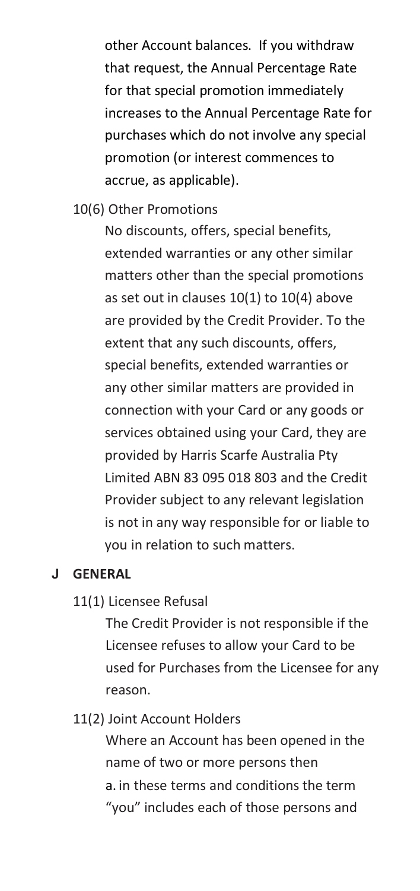other Account balances. If you withdraw that request, the Annual Percentage Rate for that special promotion immediately increases to the Annual Percentage Rate for purchases which do not involve any special promotion (or interest commences to accrue, as applicable).

10(6) Other Promotions

No discounts, offers, special benefits, extended warranties or any other similar matters other than the special promotions as set out in clauses 10(1) to 10(4) above are provided by the Credit Provider. To the extent that any such discounts, offers, special benefits, extended warranties or any other similar matters are provided in connection with your Card or any goods or services obtained using your Card, they are provided by Harris Scarfe Australia Pty Limited ABN 83 095 018 803 and the Credit Provider subject to any relevant legislation is not in any way responsible for or liable to you in relation to such matters.

## J GENERAL

11(1) Licensee Refusal

The Credit Provider is not responsible if the Licensee refuses to allow your Card to be used for Purchases from the Licensee for any reason.

11(2) Joint Account Holders

Where an Account has been opened in the name of two or more persons then

a. in these terms and conditions the term "you" includes each of those persons and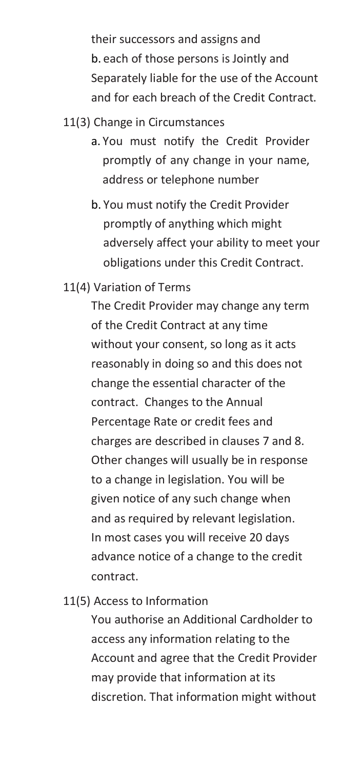their successors and assigns and

b. each of those persons is Jointly and Separately liable for the use of the Account and for each breach of the Credit Contract.

11(3) Change in Circumstances

a. You must notify the Credit Provider promptly of any change in your name, address or telephone number

b. You must notify the Credit Provider promptly of anything which might adversely affect your ability to meet your obligations under this Credit Contract.

11(4) Variation of Terms

The Credit Provider may change any term of the Credit Contract at any time without your consent, so long as it acts reasonably in doing so and this does not change the essential character of the contract. Changes to the Annual Percentage Rate or credit fees and charges are described in clauses 7 and 8. Other changes will usually be in response to a change in legislation. You will be given notice of any such change when and as required by relevant legislation. In most cases you will receive 20 days advance notice of a change to the credit contract.

11(5) Access to Information

You authorise an Additional Cardholder to access any information relating to the Account and agree that the Credit Provider may provide that information at its discretion. That information might without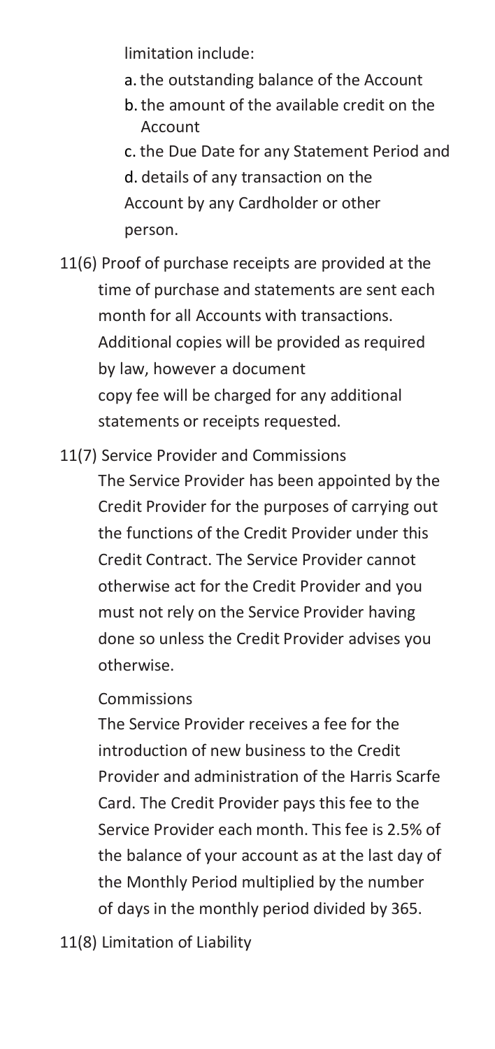limitation include:

a. the outstanding balance of the Account
b. the amount of the available credit on the Account
c. the Due Date for any Statement Period and
d. details of any transaction on the Account by any Cardholder or other person.

11(6) Proof of purchase receipts are provided at the time of purchase and statements are sent each month for all Accounts with transactions. Additional copies will be provided as required by law, however a document copy fee will be charged for any additional statements or receipts requested.

11(7) Service Provider and Commissions

The Service Provider has been appointed by the Credit Provider for the purposes of carrying out the functions of the Credit Provider under this Credit Contract. The Service Provider cannot otherwise act for the Credit Provider and you must not rely on the Service Provider having done so unless the Credit Provider advises you otherwise.

Commissions

The Service Provider receives a fee for the introduction of new business to the Credit Provider and administration of the Harris Scarfe Card. The Credit Provider pays this fee to the Service Provider each month. This fee is 2.5% of the balance of your account as at the last day of the Monthly Period multiplied by the number of days in the monthly period divided by 365.

11(8) Limitation of Liability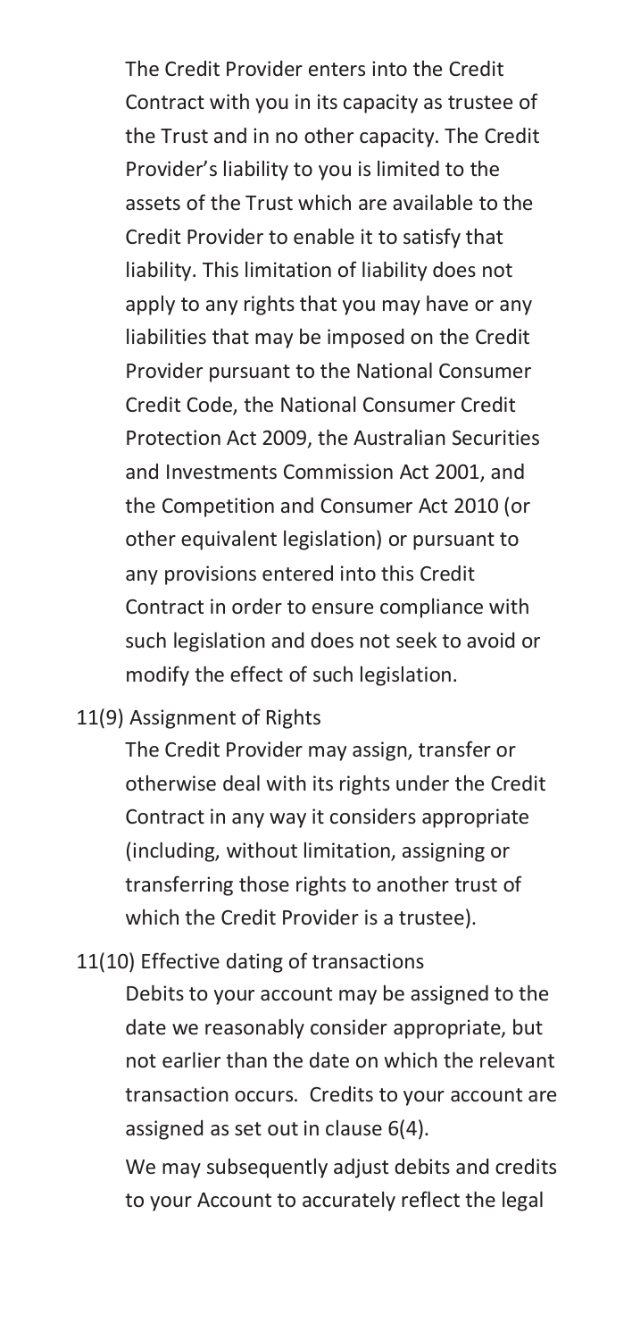The Credit Provider enters into the Credit Contract with you in its capacity as trustee of the Trust and in no other capacity. The Credit Provider's liability to you is limited to the assets of the Trust which are available to the Credit Provider to enable it to satisfy that liability. This limitation of liability does not apply to any rights that you may have or any liabilities that may be imposed on the Credit Provider pursuant to the National Consumer Credit Code, the National Consumer Credit Protection Act 2009, the Australian Securities and Investments Commission Act 2001, and the Competition and Consumer Act 2010 (or other equivalent legislation) or pursuant to any provisions entered into this Credit Contract in order to ensure compliance with such legislation and does not seek to avoid or modify the effect of such legislation.

11(9) Assignment of Rights

The Credit Provider may assign, transfer or otherwise deal with its rights under the Credit Contract in any way it considers appropriate (including, without limitation, assigning or transferring those rights to another trust of which the Credit Provider is a trustee).

11(10) Effective dating of transactions

Debits to your account may be assigned to the date we reasonably consider appropriate, but not earlier than the date on which the relevant transaction occurs. Credits to your account are assigned as set out in clause 6(4).

We may subsequently adjust debits and credits to your Account to accurately reflect the legal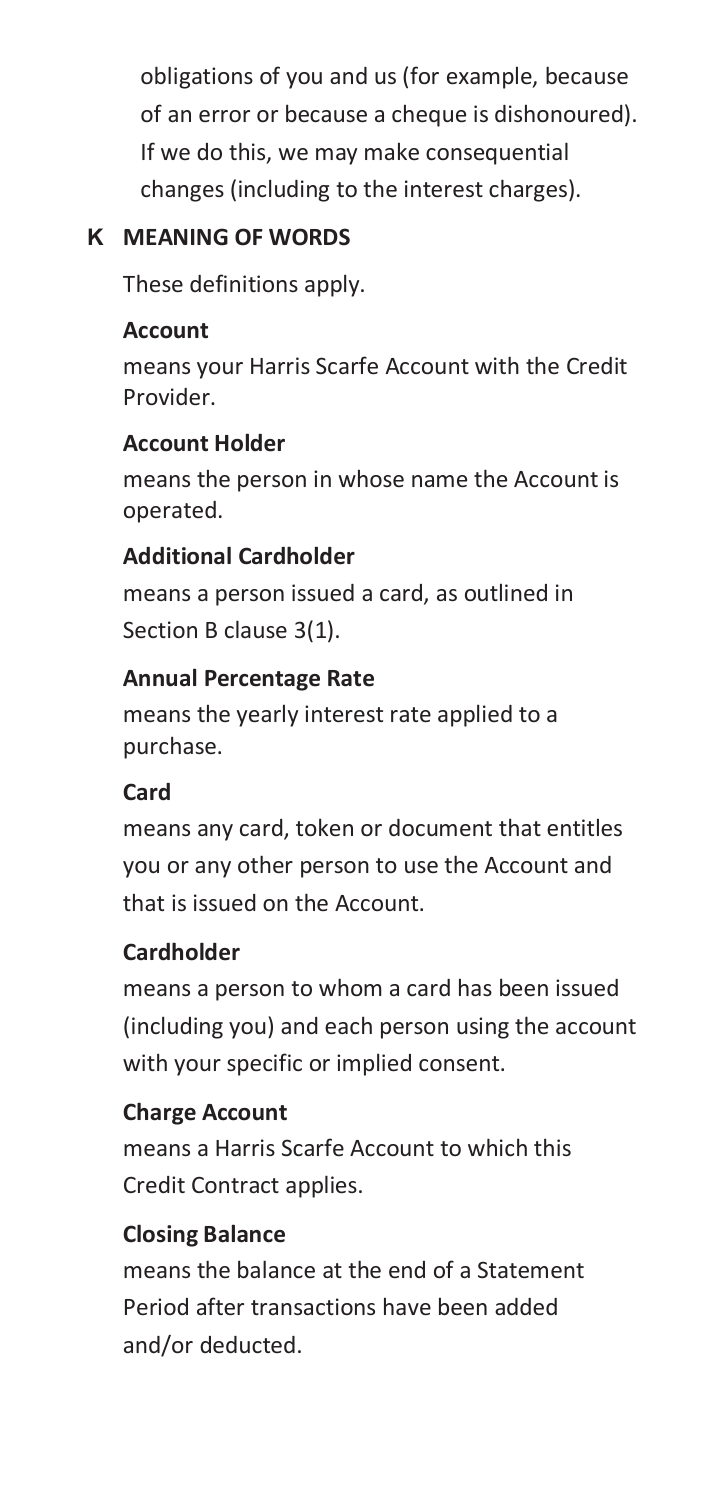obligations of you and us (for example, because of an error or because a cheque is dishonoured). If we do this, we may make consequential changes (including to the interest charges).

## K MEANING OF WORDS

These definitions apply.

**Account**

means your Harris Scarfe Account with the Credit Provider.

**Account Holder**

means the person in whose name the Account is operated.

**Additional Cardholder**

means a person issued a card, as outlined in Section B clause 3(1).

**Annual Percentage Rate**

means the yearly interest rate applied to a purchase.

**Card**

means any card, token or document that entitles you or any other person to use the Account and that is issued on the Account.

**Cardholder**

means a person to whom a card has been issued (including you) and each person using the account with your specific or implied consent.

**Charge Account**

means a Harris Scarfe Account to which this Credit Contract applies.

**Closing Balance**

means the balance at the end of a Statement Period after transactions have been added and/or deducted.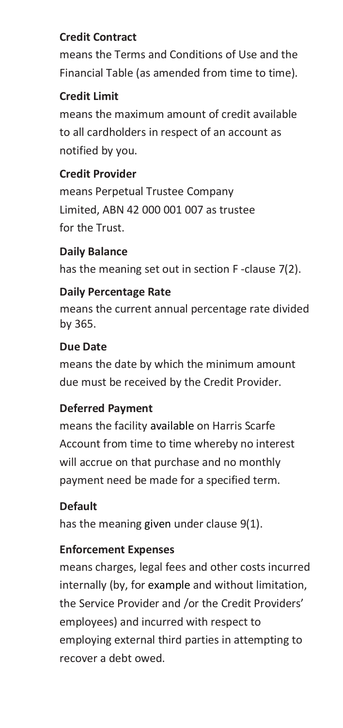**Credit Contract**

means the Terms and Conditions of Use and the Financial Table (as amended from time to time).

**Credit Limit**

means the maximum amount of credit available to all cardholders in respect of an account as notified by you.

**Credit Provider**

means Perpetual Trustee Company Limited, ABN 42 000 001 007 as trustee for the Trust.

**Daily Balance**

has the meaning set out in section F -clause 7(2).

**Daily Percentage Rate**

means the current annual percentage rate divided by 365.

**Due Date**

means the date by which the minimum amount due must be received by the Credit Provider.

**Deferred Payment**

means the facility available on Harris Scarfe Account from time to time whereby no interest will accrue on that purchase and no monthly payment need be made for a specified term.

**Default**

has the meaning given under clause 9(1).

**Enforcement Expenses**

means charges, legal fees and other costs incurred internally (by, for example and without limitation, the Service Provider and /or the Credit Providers' employees) and incurred with respect to employing external third parties in attempting to recover a debt owed.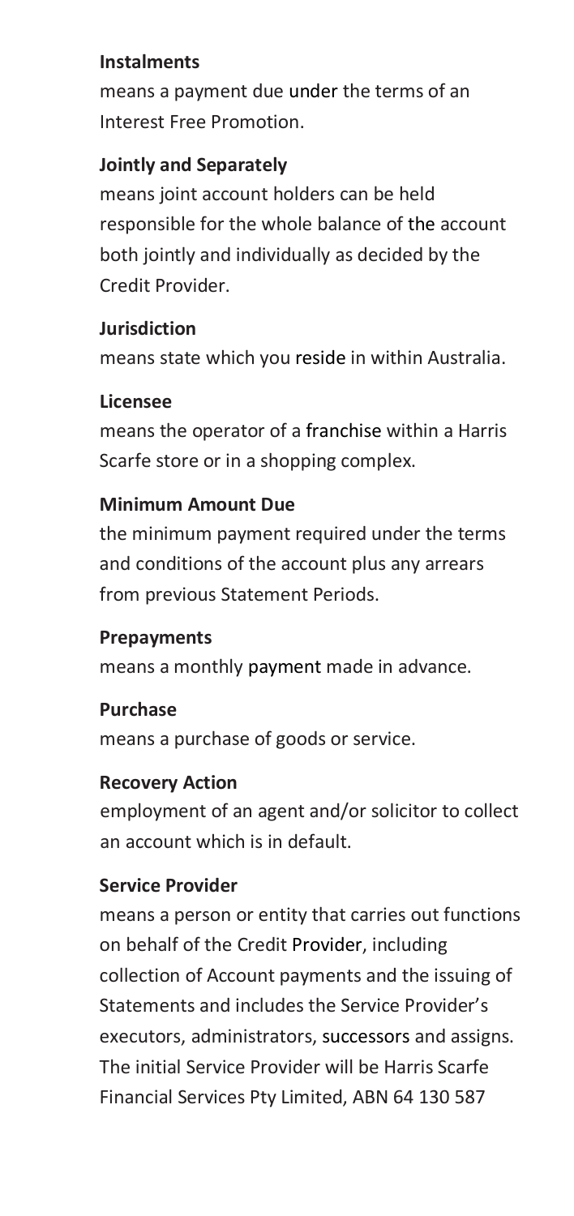**Instalments**

means a payment due under the terms of an Interest Free Promotion.

**Jointly and Separately**

means joint account holders can be held responsible for the whole balance of the account both jointly and individually as decided by the Credit Provider.

**Jurisdiction**

means state which you reside in within Australia.

**Licensee**

means the operator of a franchise within a Harris Scarfe store or in a shopping complex.

**Minimum Amount Due**

the minimum payment required under the terms and conditions of the account plus any arrears from previous Statement Periods.

**Prepayments**

means a monthly payment made in advance.

**Purchase**

means a purchase of goods or service.

**Recovery Action**

employment of an agent and/or solicitor to collect an account which is in default.

**Service Provider**

means a person or entity that carries out functions on behalf of the Credit Provider, including collection of Account payments and the issuing of Statements and includes the Service Provider's executors, administrators, successors and assigns. The initial Service Provider will be Harris Scarfe Financial Services Pty Limited, ABN 64 130 587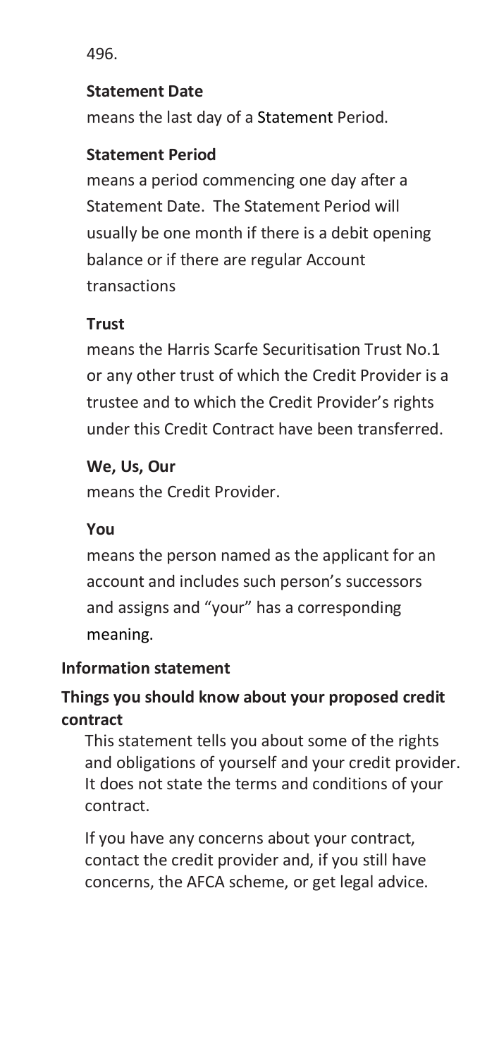**Statement Date**

means the last day of a Statement Period.

**Statement Period**

means a period commencing one day after a Statement Date. The Statement Period will usually be one month if there is a debit opening balance or if there are regular Account transactions

**Trust**

means the Harris Scarfe Securitisation Trust No.1 or any other trust of which the Credit Provider is a trustee and to which the Credit Provider's rights under this Credit Contract have been transferred.

**We, Us, Our**

means the Credit Provider.

**You**

means the person named as the applicant for an account and includes such person's successors and assigns and "your" has a corresponding meaning.

## Information statement

### Things you should know about your proposed credit contract

This statement tells you about some of the rights and obligations of yourself and your credit provider. It does not state the terms and conditions of your contract.

If you have any concerns about your contract, contact the credit provider and, if you still have concerns, the AFCA scheme, or get legal advice.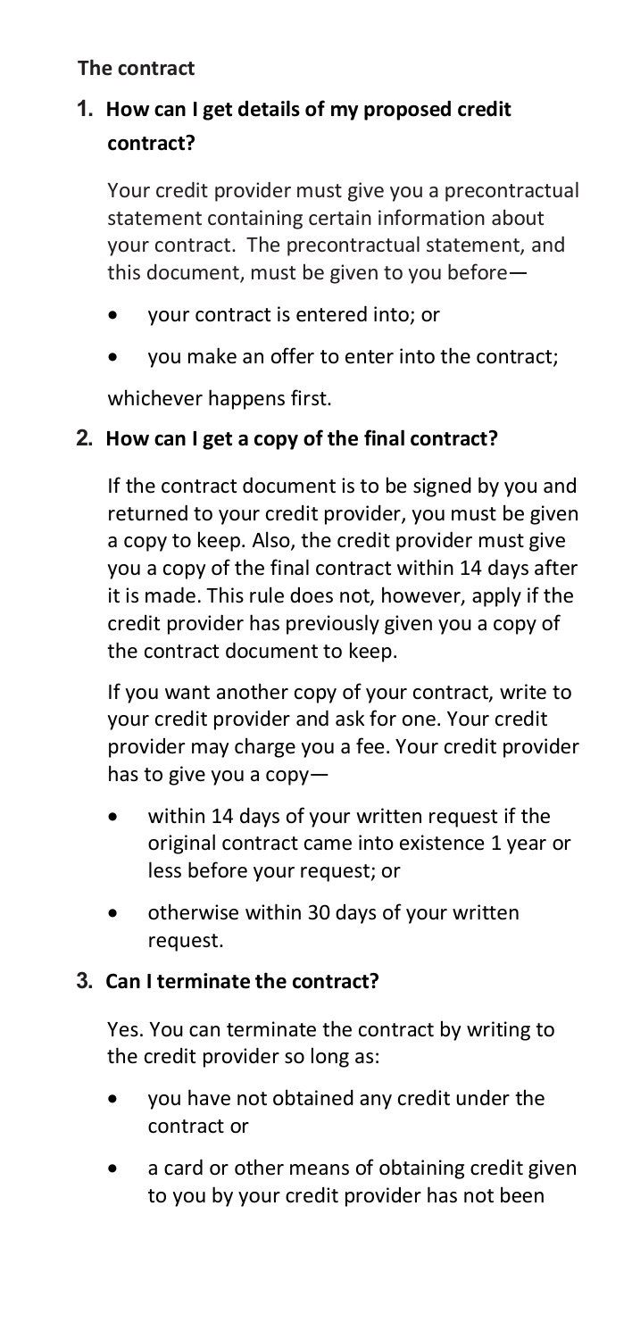**The contract**

**1. How can I get details of my proposed credit contract?**

Your credit provider must give you a precontractual statement containing certain information about your contract. The precontractual statement, and this document, must be given to you before—

- your contract is entered into; or
- you make an offer to enter into the contract;

whichever happens first.

**2. How can I get a copy of the final contract?**

If the contract document is to be signed by you and returned to your credit provider, you must be given a copy to keep. Also, the credit provider must give you a copy of the final contract within 14 days after it is made. This rule does not, however, apply if the credit provider has previously given you a copy of the contract document to keep.

If you want another copy of your contract, write to your credit provider and ask for one. Your credit provider may charge you a fee. Your credit provider has to give you a copy—

- within 14 days of your written request if the original contract came into existence 1 year or less before your request; or
- otherwise within 30 days of your written request.

**3. Can I terminate the contract?**

Yes. You can terminate the contract by writing to the credit provider so long as:

- you have not obtained any credit under the contract or
- a card or other means of obtaining credit given to you by your credit provider has not been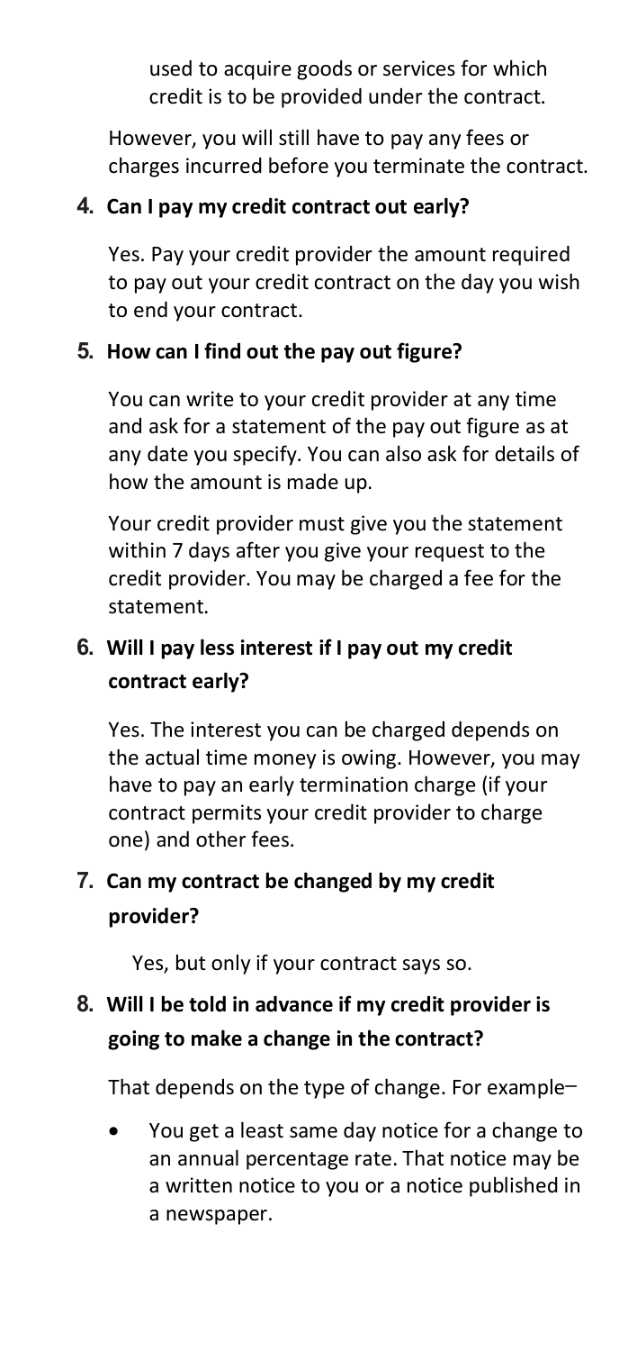used to acquire goods or services for which credit is to be provided under the contract.

However, you will still have to pay any fees or charges incurred before you terminate the contract.

**4. Can I pay my credit contract out early?**

Yes. Pay your credit provider the amount required to pay out your credit contract on the day you wish to end your contract.

**5. How can I find out the pay out figure?**

You can write to your credit provider at any time and ask for a statement of the pay out figure as at any date you specify. You can also ask for details of how the amount is made up.

Your credit provider must give you the statement within 7 days after you give your request to the credit provider. You may be charged a fee for the statement.

**6. Will I pay less interest if I pay out my credit contract early?**

Yes. The interest you can be charged depends on the actual time money is owing. However, you may have to pay an early termination charge (if your contract permits your credit provider to charge one) and other fees.

**7. Can my contract be changed by my credit provider?**

Yes, but only if your contract says so.

**8. Will I be told in advance if my credit provider is going to make a change in the contract?**

That depends on the type of change. For example–

- You get a least same day notice for a change to an annual percentage rate. That notice may be a written notice to you or a notice published in a newspaper.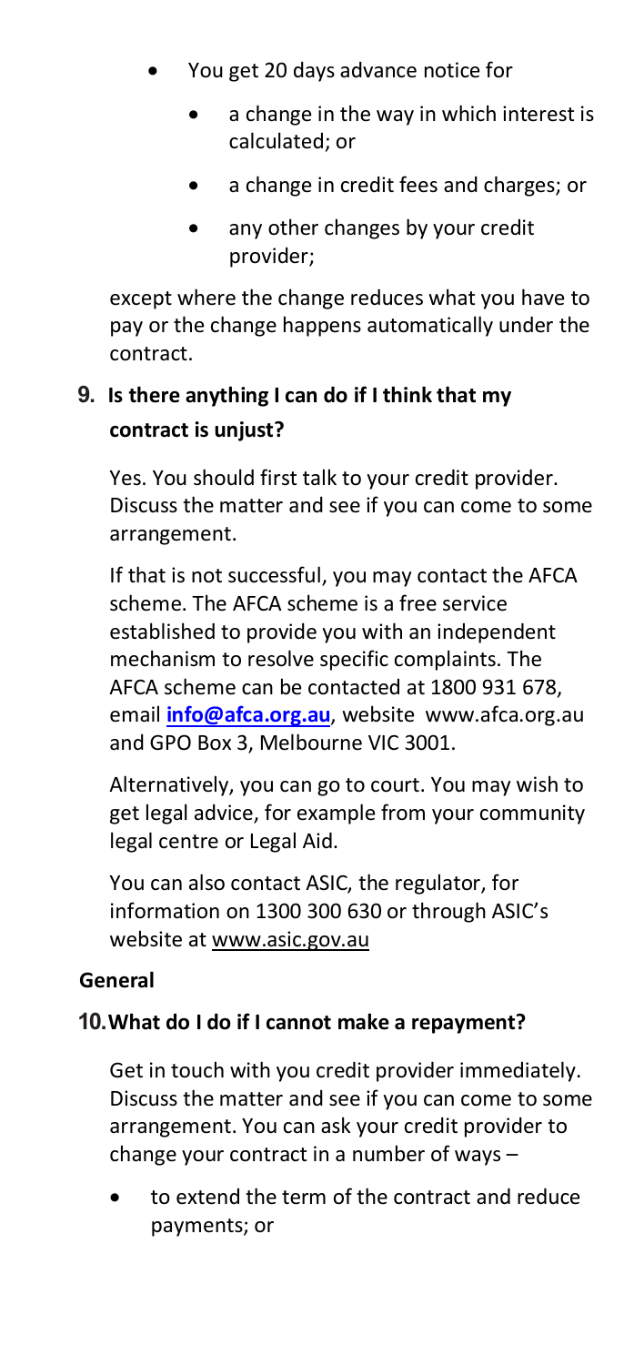- You get 20 days advance notice for
  - a change in the way in which interest is calculated; or
  - a change in credit fees and charges; or
  - any other changes by your credit provider;

except where the change reduces what you have to pay or the change happens automatically under the contract.

### 9. Is there anything I can do if I think that my contract is unjust?

Yes. You should first talk to your credit provider. Discuss the matter and see if you can come to some arrangement.

If that is not successful, you may contact the AFCA scheme. The AFCA scheme is a free service established to provide you with an independent mechanism to resolve specific complaints. The AFCA scheme can be contacted at 1800 931 678, email **info@afca.org.au**, website www.afca.org.au and GPO Box 3, Melbourne VIC 3001.

Alternatively, you can go to court. You may wish to get legal advice, for example from your community legal centre or Legal Aid.

You can also contact ASIC, the regulator, for information on 1300 300 630 or through ASIC's website at www.asic.gov.au

## General

### 10. What do I do if I cannot make a repayment?

Get in touch with you credit provider immediately. Discuss the matter and see if you can come to some arrangement. You can ask your credit provider to change your contract in a number of ways –

- to extend the term of the contract and reduce payments; or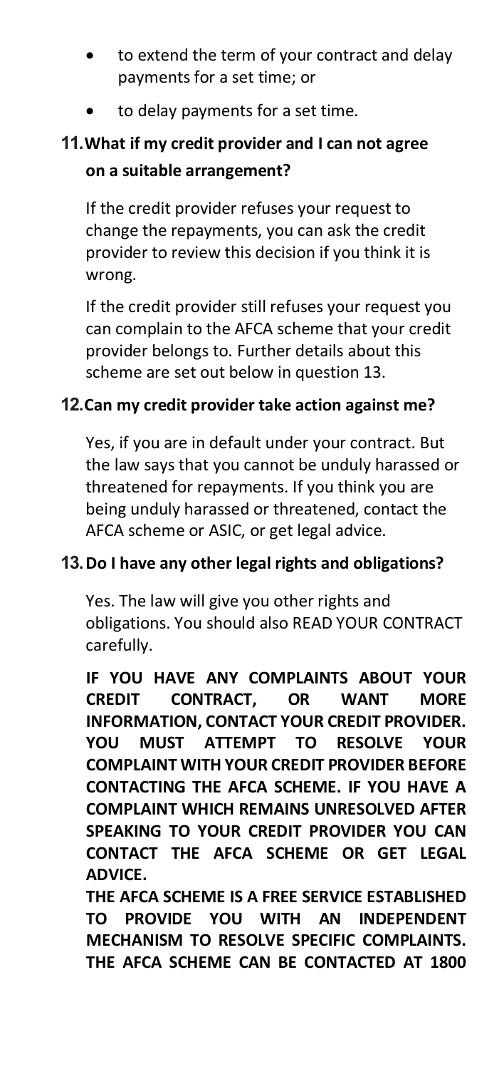- to extend the term of your contract and delay payments for a set time; or
- to delay payments for a set time.

## 11. What if my credit provider and I can not agree on a suitable arrangement?

If the credit provider refuses your request to change the repayments, you can ask the credit provider to review this decision if you think it is wrong.

If the credit provider still refuses your request you can complain to the AFCA scheme that your credit provider belongs to. Further details about this scheme are set out below in question 13.

## 12. Can my credit provider take action against me?

Yes, if you are in default under your contract. But the law says that you cannot be unduly harassed or threatened for repayments. If you think you are being unduly harassed or threatened, contact the AFCA scheme or ASIC, or get legal advice.

## 13. Do I have any other legal rights and obligations?

Yes. The law will give you other rights and obligations. You should also READ YOUR CONTRACT carefully.

**IF YOU HAVE ANY COMPLAINTS ABOUT YOUR CREDIT CONTRACT, OR WANT MORE INFORMATION, CONTACT YOUR CREDIT PROVIDER. YOU MUST ATTEMPT TO RESOLVE YOUR COMPLAINT WITH YOUR CREDIT PROVIDER BEFORE CONTACTING THE AFCA SCHEME. IF YOU HAVE A COMPLAINT WHICH REMAINS UNRESOLVED AFTER SPEAKING TO YOUR CREDIT PROVIDER YOU CAN CONTACT THE AFCA SCHEME OR GET LEGAL ADVICE.**

**THE AFCA SCHEME IS A FREE SERVICE ESTABLISHED TO PROVIDE YOU WITH AN INDEPENDENT MECHANISM TO RESOLVE SPECIFIC COMPLAINTS. THE AFCA SCHEME CAN BE CONTACTED AT 1800**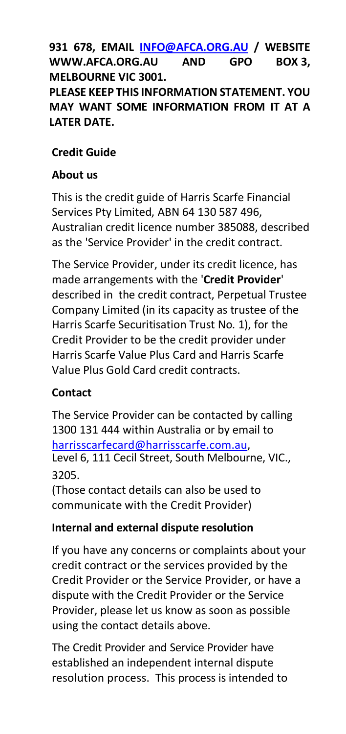**931 678, EMAIL [INFO@AFCA.ORG.AU](mailto:INFO@AFCA.ORG.AU) / WEBSITE WWW.AFCA.ORG.AU AND GPO BOX 3, MELBOURNE VIC 3001.**

**PLEASE KEEP THIS INFORMATION STATEMENT. YOU MAY WANT SOME INFORMATION FROM IT AT A LATER DATE.**

## Credit Guide

### About us

This is the credit guide of Harris Scarfe Financial Services Pty Limited, ABN 64 130 587 496, Australian credit licence number 385088, described as the 'Service Provider' in the credit contract.

The Service Provider, under its credit licence, has made arrangements with the '**Credit Provider**' described in the credit contract, Perpetual Trustee Company Limited (in its capacity as trustee of the Harris Scarfe Securitisation Trust No. 1), for the Credit Provider to be the credit provider under Harris Scarfe Value Plus Card and Harris Scarfe Value Plus Gold Card credit contracts.

### Contact

The Service Provider can be contacted by calling 1300 131 444 within Australia or by email to [harrisscarfecard@harrisscarfe.com.au](mailto:harrisscarfecard@harrisscarfe.com.au), Level 6, 111 Cecil Street, South Melbourne, VIC., 3205.

(Those contact details can also be used to communicate with the Credit Provider)

### Internal and external dispute resolution

If you have any concerns or complaints about your credit contract or the services provided by the Credit Provider or the Service Provider, or have a dispute with the Credit Provider or the Service Provider, please let us know as soon as possible using the contact details above.

The Credit Provider and Service Provider have established an independent internal dispute resolution process. This process is intended to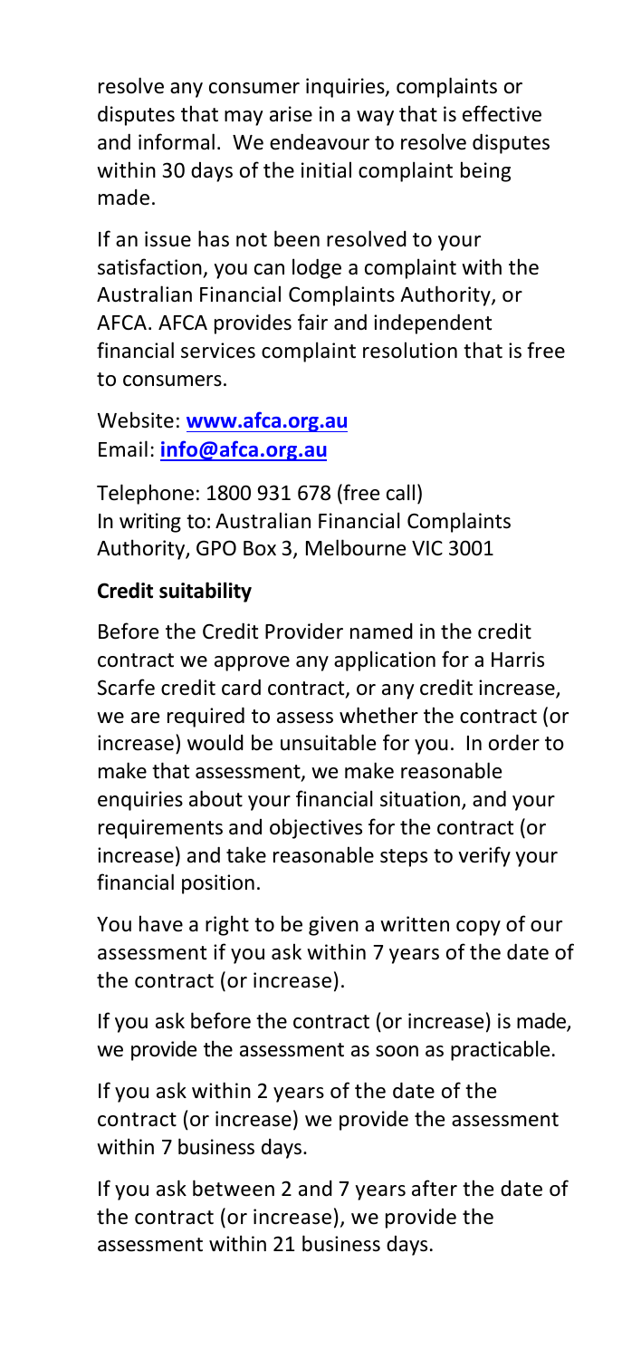resolve any consumer inquiries, complaints or disputes that may arise in a way that is effective and informal. We endeavour to resolve disputes within 30 days of the initial complaint being made.

If an issue has not been resolved to your satisfaction, you can lodge a complaint with the Australian Financial Complaints Authority, or AFCA. AFCA provides fair and independent financial services complaint resolution that is free to consumers.

Website: **www.afca.org.au**
Email: **info@afca.org.au**

Telephone: 1800 931 678 (free call)
In writing to: Australian Financial Complaints Authority, GPO Box 3, Melbourne VIC 3001

**Credit suitability**

Before the Credit Provider named in the credit contract we approve any application for a Harris Scarfe credit card contract, or any credit increase, we are required to assess whether the contract (or increase) would be unsuitable for you. In order to make that assessment, we make reasonable enquiries about your financial situation, and your requirements and objectives for the contract (or increase) and take reasonable steps to verify your financial position.

You have a right to be given a written copy of our assessment if you ask within 7 years of the date of the contract (or increase).

If you ask before the contract (or increase) is made, we provide the assessment as soon as practicable.

If you ask within 2 years of the date of the contract (or increase) we provide the assessment within 7 business days.

If you ask between 2 and 7 years after the date of the contract (or increase), we provide the assessment within 21 business days.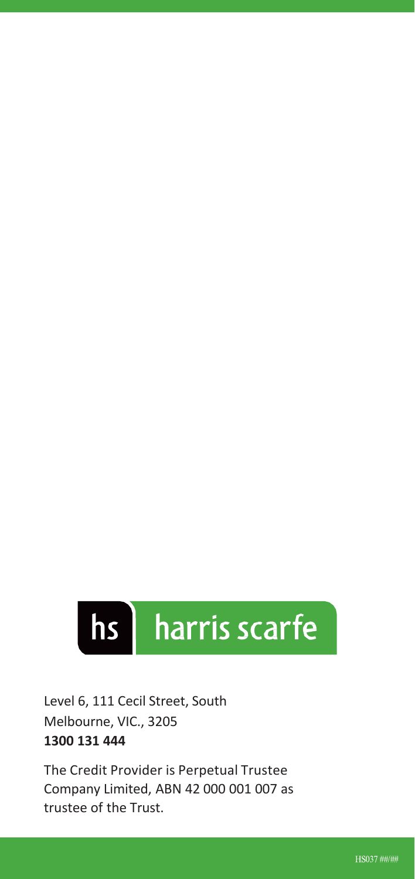hs harris scarfe

Level 6, 111 Cecil Street, South Melbourne, VIC., 3205
**1300 131 444**

The Credit Provider is Perpetual Trustee Company Limited, ABN 42 000 001 007 as trustee of the Trust.

HS037 ##/##